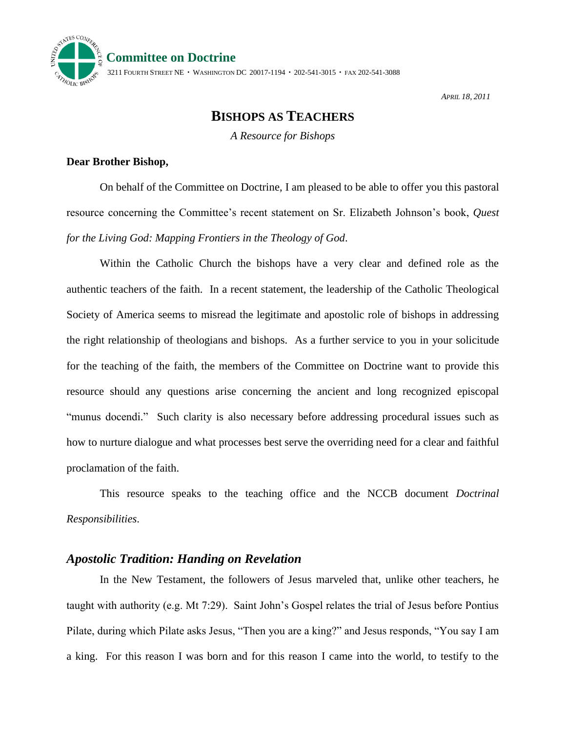**Committee on Doctrine**

3211 Fourth Street NE • Washington DC 20017-1194 • 202-541-3015 • fax 202-541-3088

*April 18, 2011*

# Bishops as Teachers

*A Resource for Bishops*

**Dear Brother Bishop,**

On behalf of the Committee on Doctrine, I am pleased to be able to offer you this pastoral resource concerning the Committee's recent statement on Sr. Elizabeth Johnson's book, *Quest for the Living God: Mapping Frontiers in the Theology of God*.

Within the Catholic Church the bishops have a very clear and defined role as the authentic teachers of the faith. In a recent statement, the leadership of the Catholic Theological Society of America seems to misread the legitimate and apostolic role of bishops in addressing the right relationship of theologians and bishops. As a further service to you in your solicitude for the teaching of the faith, the members of the Committee on Doctrine want to provide this resource should any questions arise concerning the ancient and long recognized episcopal "munus docendi." Such clarity is also necessary before addressing procedural issues such as how to nurture dialogue and what processes best serve the overriding need for a clear and faithful proclamation of the faith.

This resource speaks to the teaching office and the NCCB document *Doctrinal Responsibilities*.

## *Apostolic Tradition: Handing on Revelation*

In the New Testament, the followers of Jesus marveled that, unlike other teachers, he taught with authority (e.g. Mt 7:29). Saint John's Gospel relates the trial of Jesus before Pontius Pilate, during which Pilate asks Jesus, "Then you are a king?" and Jesus responds, "You say I am a king. For this reason I was born and for this reason I came into the world, to testify to the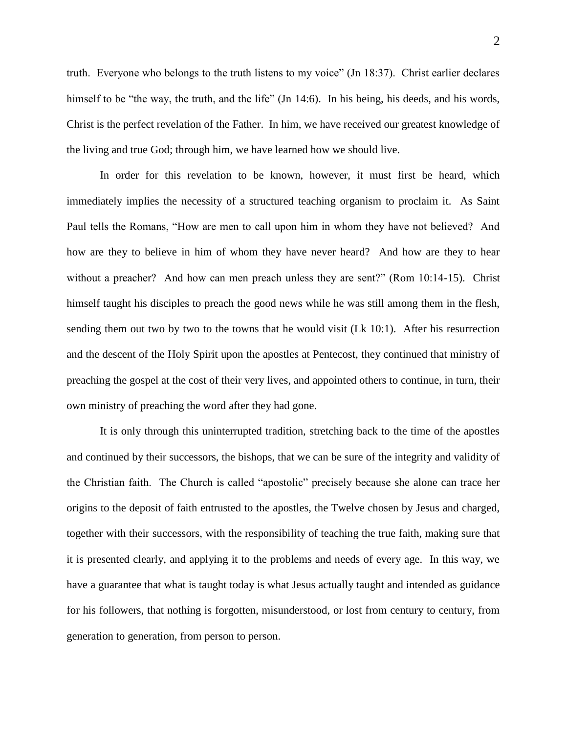truth. Everyone who belongs to the truth listens to my voice" (Jn 18:37). Christ earlier declares himself to be "the way, the truth, and the life" (Jn 14:6). In his being, his deeds, and his words, Christ is the perfect revelation of the Father. In him, we have received our greatest knowledge of the living and true God; through him, we have learned how we should live.

In order for this revelation to be known, however, it must first be heard, which immediately implies the necessity of a structured teaching organism to proclaim it. As Saint Paul tells the Romans, "How are men to call upon him in whom they have not believed? And how are they to believe in him of whom they have never heard? And how are they to hear without a preacher? And how can men preach unless they are sent?" (Rom 10:14-15). Christ himself taught his disciples to preach the good news while he was still among them in the flesh, sending them out two by two to the towns that he would visit (Lk 10:1). After his resurrection and the descent of the Holy Spirit upon the apostles at Pentecost, they continued that ministry of preaching the gospel at the cost of their very lives, and appointed others to continue, in turn, their own ministry of preaching the word after they had gone.

It is only through this uninterrupted tradition, stretching back to the time of the apostles and continued by their successors, the bishops, that we can be sure of the integrity and validity of the Christian faith. The Church is called "apostolic" precisely because she alone can trace her origins to the deposit of faith entrusted to the apostles, the Twelve chosen by Jesus and charged, together with their successors, with the responsibility of teaching the true faith, making sure that it is presented clearly, and applying it to the problems and needs of every age. In this way, we have a guarantee that what is taught today is what Jesus actually taught and intended as guidance for his followers, that nothing is forgotten, misunderstood, or lost from century to century, from generation to generation, from person to person.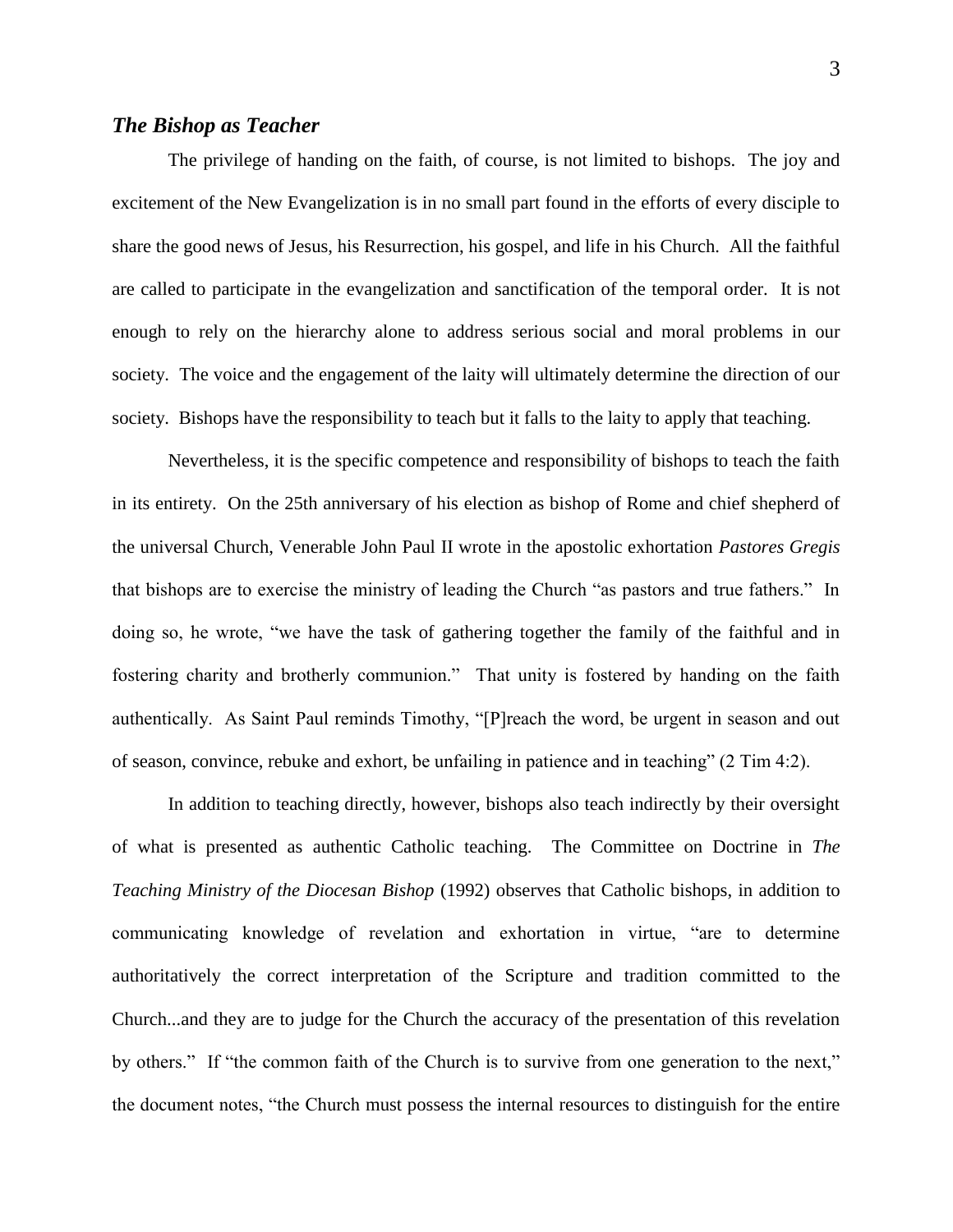## *The Bishop as Teacher*

The privilege of handing on the faith, of course, is not limited to bishops. The joy and excitement of the New Evangelization is in no small part found in the efforts of every disciple to share the good news of Jesus, his Resurrection, his gospel, and life in his Church. All the faithful are called to participate in the evangelization and sanctification of the temporal order. It is not enough to rely on the hierarchy alone to address serious social and moral problems in our society. The voice and the engagement of the laity will ultimately determine the direction of our society. Bishops have the responsibility to teach but it falls to the laity to apply that teaching.

Nevertheless, it is the specific competence and responsibility of bishops to teach the faith in its entirety. On the 25th anniversary of his election as bishop of Rome and chief shepherd of the universal Church, Venerable John Paul II wrote in the apostolic exhortation *Pastores Gregis* that bishops are to exercise the ministry of leading the Church "as pastors and true fathers." In doing so, he wrote, "we have the task of gathering together the family of the faithful and in fostering charity and brotherly communion." That unity is fostered by handing on the faith authentically. As Saint Paul reminds Timothy, "[P]reach the word, be urgent in season and out of season, convince, rebuke and exhort, be unfailing in patience and in teaching" (2 Tim 4:2).

In addition to teaching directly, however, bishops also teach indirectly by their oversight of what is presented as authentic Catholic teaching. The Committee on Doctrine in *The Teaching Ministry of the Diocesan Bishop* (1992) observes that Catholic bishops, in addition to communicating knowledge of revelation and exhortation in virtue, "are to determine authoritatively the correct interpretation of the Scripture and tradition committed to the Church...and they are to judge for the Church the accuracy of the presentation of this revelation by others." If "the common faith of the Church is to survive from one generation to the next," the document notes, "the Church must possess the internal resources to distinguish for the entire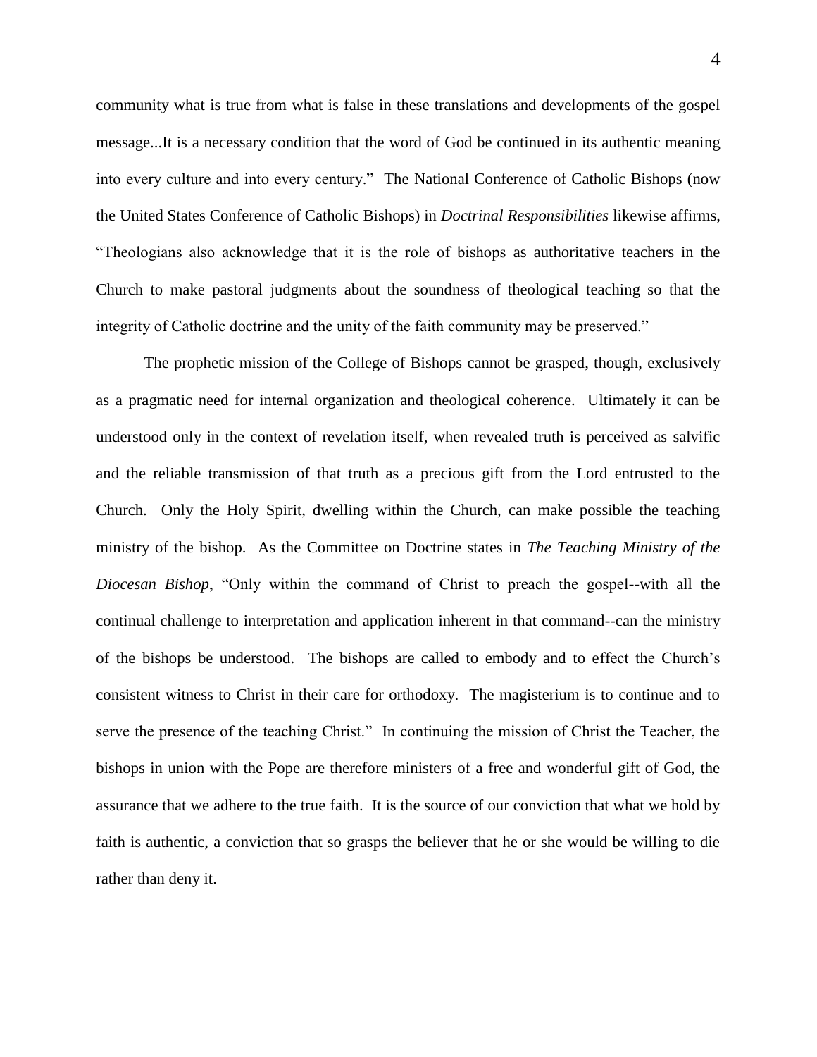community what is true from what is false in these translations and developments of the gospel message...It is a necessary condition that the word of God be continued in its authentic meaning into every culture and into every century." The National Conference of Catholic Bishops (now the United States Conference of Catholic Bishops) in *Doctrinal Responsibilities* likewise affirms, "Theologians also acknowledge that it is the role of bishops as authoritative teachers in the Church to make pastoral judgments about the soundness of theological teaching so that the integrity of Catholic doctrine and the unity of the faith community may be preserved."

The prophetic mission of the College of Bishops cannot be grasped, though, exclusively as a pragmatic need for internal organization and theological coherence. Ultimately it can be understood only in the context of revelation itself, when revealed truth is perceived as salvific and the reliable transmission of that truth as a precious gift from the Lord entrusted to the Church. Only the Holy Spirit, dwelling within the Church, can make possible the teaching ministry of the bishop. As the Committee on Doctrine states in *The Teaching Ministry of the Diocesan Bishop*, "Only within the command of Christ to preach the gospel--with all the continual challenge to interpretation and application inherent in that command--can the ministry of the bishops be understood. The bishops are called to embody and to effect the Church's consistent witness to Christ in their care for orthodoxy. The magisterium is to continue and to serve the presence of the teaching Christ." In continuing the mission of Christ the Teacher, the bishops in union with the Pope are therefore ministers of a free and wonderful gift of God, the assurance that we adhere to the true faith. It is the source of our conviction that what we hold by faith is authentic, a conviction that so grasps the believer that he or she would be willing to die rather than deny it.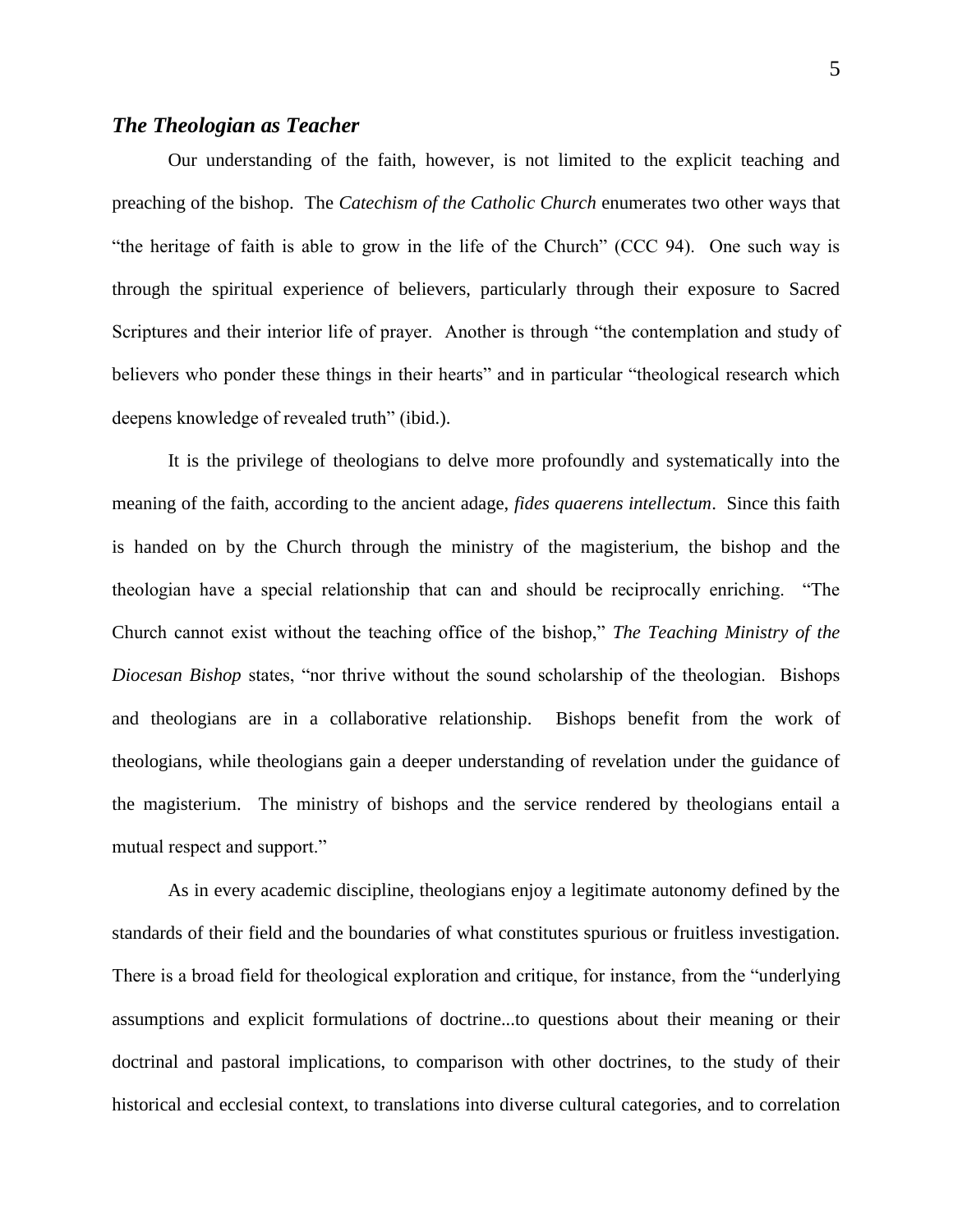## ***The Theologian as Teacher***

Our understanding of the faith, however, is not limited to the explicit teaching and preaching of the bishop. The *Catechism of the Catholic Church* enumerates two other ways that "the heritage of faith is able to grow in the life of the Church" (CCC 94). One such way is through the spiritual experience of believers, particularly through their exposure to Sacred Scriptures and their interior life of prayer. Another is through "the contemplation and study of believers who ponder these things in their hearts" and in particular "theological research which deepens knowledge of revealed truth" (ibid.).

It is the privilege of theologians to delve more profoundly and systematically into the meaning of the faith, according to the ancient adage, *fides quaerens intellectum*. Since this faith is handed on by the Church through the ministry of the magisterium, the bishop and the theologian have a special relationship that can and should be reciprocally enriching. "The Church cannot exist without the teaching office of the bishop," *The Teaching Ministry of the Diocesan Bishop* states, "nor thrive without the sound scholarship of the theologian. Bishops and theologians are in a collaborative relationship. Bishops benefit from the work of theologians, while theologians gain a deeper understanding of revelation under the guidance of the magisterium. The ministry of bishops and the service rendered by theologians entail a mutual respect and support."

As in every academic discipline, theologians enjoy a legitimate autonomy defined by the standards of their field and the boundaries of what constitutes spurious or fruitless investigation. There is a broad field for theological exploration and critique, for instance, from the "underlying assumptions and explicit formulations of doctrine...to questions about their meaning or their doctrinal and pastoral implications, to comparison with other doctrines, to the study of their historical and ecclesial context, to translations into diverse cultural categories, and to correlation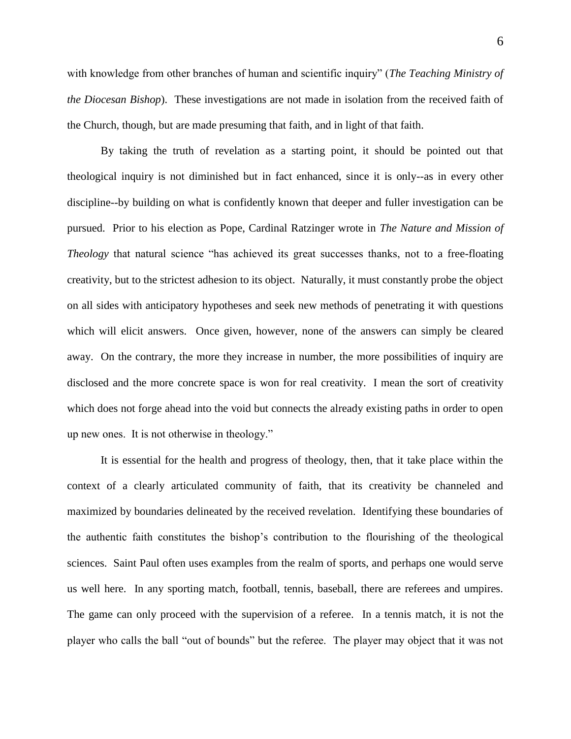with knowledge from other branches of human and scientific inquiry" (*The Teaching Ministry of the Diocesan Bishop*). These investigations are not made in isolation from the received faith of the Church, though, but are made presuming that faith, and in light of that faith.

By taking the truth of revelation as a starting point, it should be pointed out that theological inquiry is not diminished but in fact enhanced, since it is only--as in every other discipline--by building on what is confidently known that deeper and fuller investigation can be pursued. Prior to his election as Pope, Cardinal Ratzinger wrote in *The Nature and Mission of Theology* that natural science "has achieved its great successes thanks, not to a free-floating creativity, but to the strictest adhesion to its object. Naturally, it must constantly probe the object on all sides with anticipatory hypotheses and seek new methods of penetrating it with questions which will elicit answers. Once given, however, none of the answers can simply be cleared away. On the contrary, the more they increase in number, the more possibilities of inquiry are disclosed and the more concrete space is won for real creativity. I mean the sort of creativity which does not forge ahead into the void but connects the already existing paths in order to open up new ones. It is not otherwise in theology."

It is essential for the health and progress of theology, then, that it take place within the context of a clearly articulated community of faith, that its creativity be channeled and maximized by boundaries delineated by the received revelation. Identifying these boundaries of the authentic faith constitutes the bishop's contribution to the flourishing of the theological sciences. Saint Paul often uses examples from the realm of sports, and perhaps one would serve us well here. In any sporting match, football, tennis, baseball, there are referees and umpires. The game can only proceed with the supervision of a referee. In a tennis match, it is not the player who calls the ball "out of bounds" but the referee. The player may object that it was not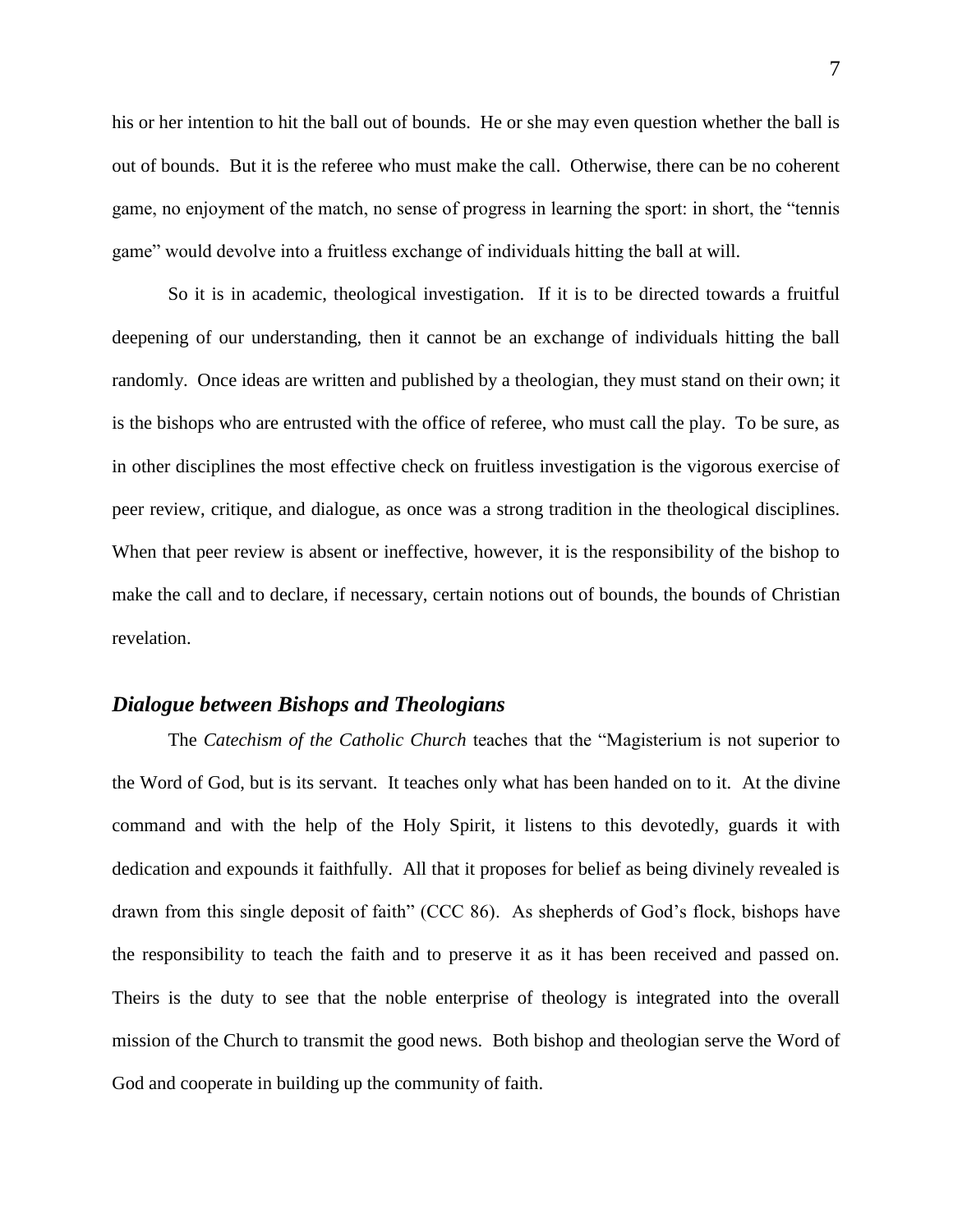his or her intention to hit the ball out of bounds. He or she may even question whether the ball is out of bounds. But it is the referee who must make the call. Otherwise, there can be no coherent game, no enjoyment of the match, no sense of progress in learning the sport: in short, the "tennis game" would devolve into a fruitless exchange of individuals hitting the ball at will.

So it is in academic, theological investigation. If it is to be directed towards a fruitful deepening of our understanding, then it cannot be an exchange of individuals hitting the ball randomly. Once ideas are written and published by a theologian, they must stand on their own; it is the bishops who are entrusted with the office of referee, who must call the play. To be sure, as in other disciplines the most effective check on fruitless investigation is the vigorous exercise of peer review, critique, and dialogue, as once was a strong tradition in the theological disciplines. When that peer review is absent or ineffective, however, it is the responsibility of the bishop to make the call and to declare, if necessary, certain notions out of bounds, the bounds of Christian revelation.

## *Dialogue between Bishops and Theologians*

The *Catechism of the Catholic Church* teaches that the "Magisterium is not superior to the Word of God, but is its servant. It teaches only what has been handed on to it. At the divine command and with the help of the Holy Spirit, it listens to this devotedly, guards it with dedication and expounds it faithfully. All that it proposes for belief as being divinely revealed is drawn from this single deposit of faith" (CCC 86). As shepherds of God's flock, bishops have the responsibility to teach the faith and to preserve it as it has been received and passed on. Theirs is the duty to see that the noble enterprise of theology is integrated into the overall mission of the Church to transmit the good news. Both bishop and theologian serve the Word of God and cooperate in building up the community of faith.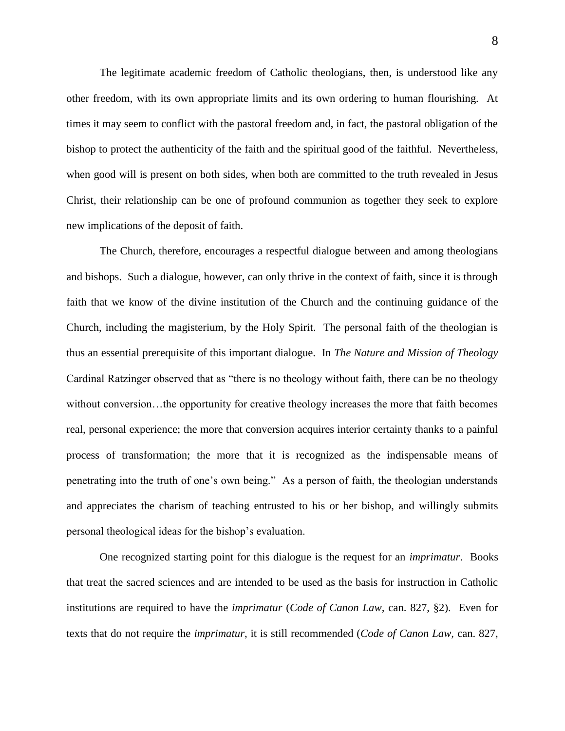The legitimate academic freedom of Catholic theologians, then, is understood like any other freedom, with its own appropriate limits and its own ordering to human flourishing. At times it may seem to conflict with the pastoral freedom and, in fact, the pastoral obligation of the bishop to protect the authenticity of the faith and the spiritual good of the faithful. Nevertheless, when good will is present on both sides, when both are committed to the truth revealed in Jesus Christ, their relationship can be one of profound communion as together they seek to explore new implications of the deposit of faith.

The Church, therefore, encourages a respectful dialogue between and among theologians and bishops. Such a dialogue, however, can only thrive in the context of faith, since it is through faith that we know of the divine institution of the Church and the continuing guidance of the Church, including the magisterium, by the Holy Spirit. The personal faith of the theologian is thus an essential prerequisite of this important dialogue. In *The Nature and Mission of Theology* Cardinal Ratzinger observed that as "there is no theology without faith, there can be no theology without conversion…the opportunity for creative theology increases the more that faith becomes real, personal experience; the more that conversion acquires interior certainty thanks to a painful process of transformation; the more that it is recognized as the indispensable means of penetrating into the truth of one's own being." As a person of faith, the theologian understands and appreciates the charism of teaching entrusted to his or her bishop, and willingly submits personal theological ideas for the bishop's evaluation.

One recognized starting point for this dialogue is the request for an *imprimatur*. Books that treat the sacred sciences and are intended to be used as the basis for instruction in Catholic institutions are required to have the *imprimatur* (*Code of Canon Law,* can. 827, §2). Even for texts that do not require the *imprimatur,* it is still recommended (*Code of Canon Law,* can. 827,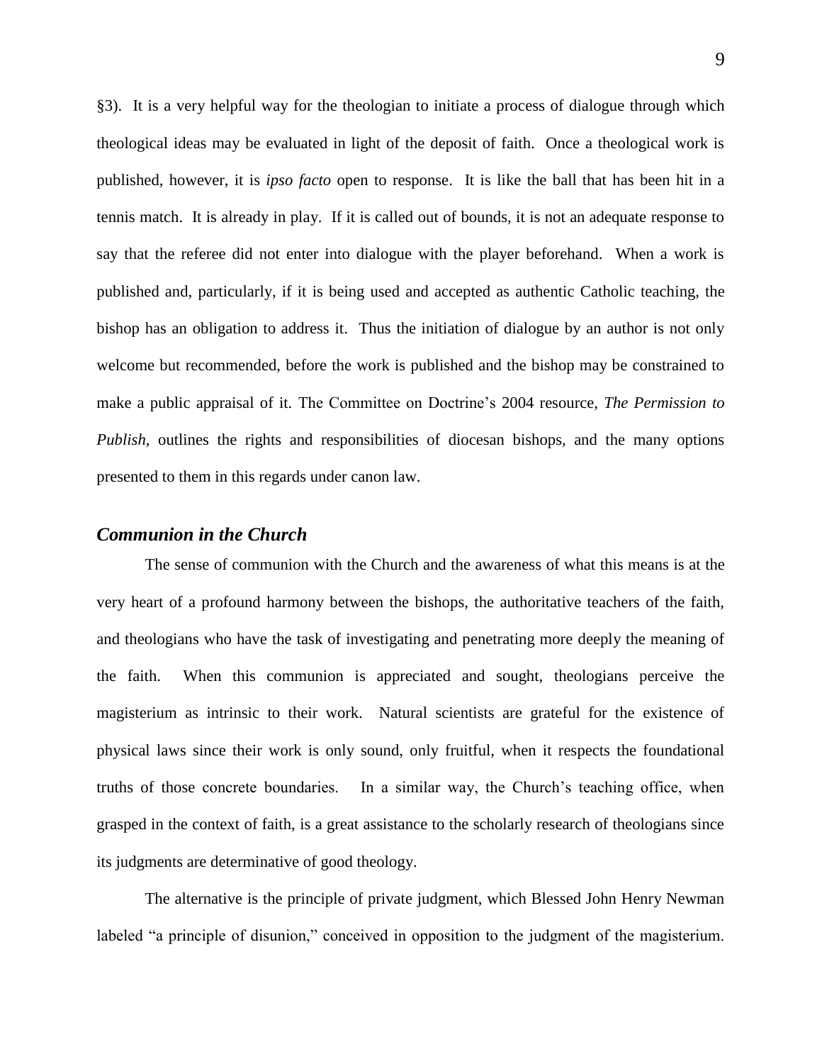§3). It is a very helpful way for the theologian to initiate a process of dialogue through which theological ideas may be evaluated in light of the deposit of faith. Once a theological work is published, however, it is *ipso facto* open to response. It is like the ball that has been hit in a tennis match. It is already in play. If it is called out of bounds, it is not an adequate response to say that the referee did not enter into dialogue with the player beforehand. When a work is published and, particularly, if it is being used and accepted as authentic Catholic teaching, the bishop has an obligation to address it. Thus the initiation of dialogue by an author is not only welcome but recommended, before the work is published and the bishop may be constrained to make a public appraisal of it. The Committee on Doctrine's 2004 resource, *The Permission to Publish*, outlines the rights and responsibilities of diocesan bishops, and the many options presented to them in this regards under canon law.

### *Communion in the Church*

The sense of communion with the Church and the awareness of what this means is at the very heart of a profound harmony between the bishops, the authoritative teachers of the faith, and theologians who have the task of investigating and penetrating more deeply the meaning of the faith. When this communion is appreciated and sought, theologians perceive the magisterium as intrinsic to their work. Natural scientists are grateful for the existence of physical laws since their work is only sound, only fruitful, when it respects the foundational truths of those concrete boundaries. In a similar way, the Church's teaching office, when grasped in the context of faith, is a great assistance to the scholarly research of theologians since its judgments are determinative of good theology.

The alternative is the principle of private judgment, which Blessed John Henry Newman labeled "a principle of disunion," conceived in opposition to the judgment of the magisterium.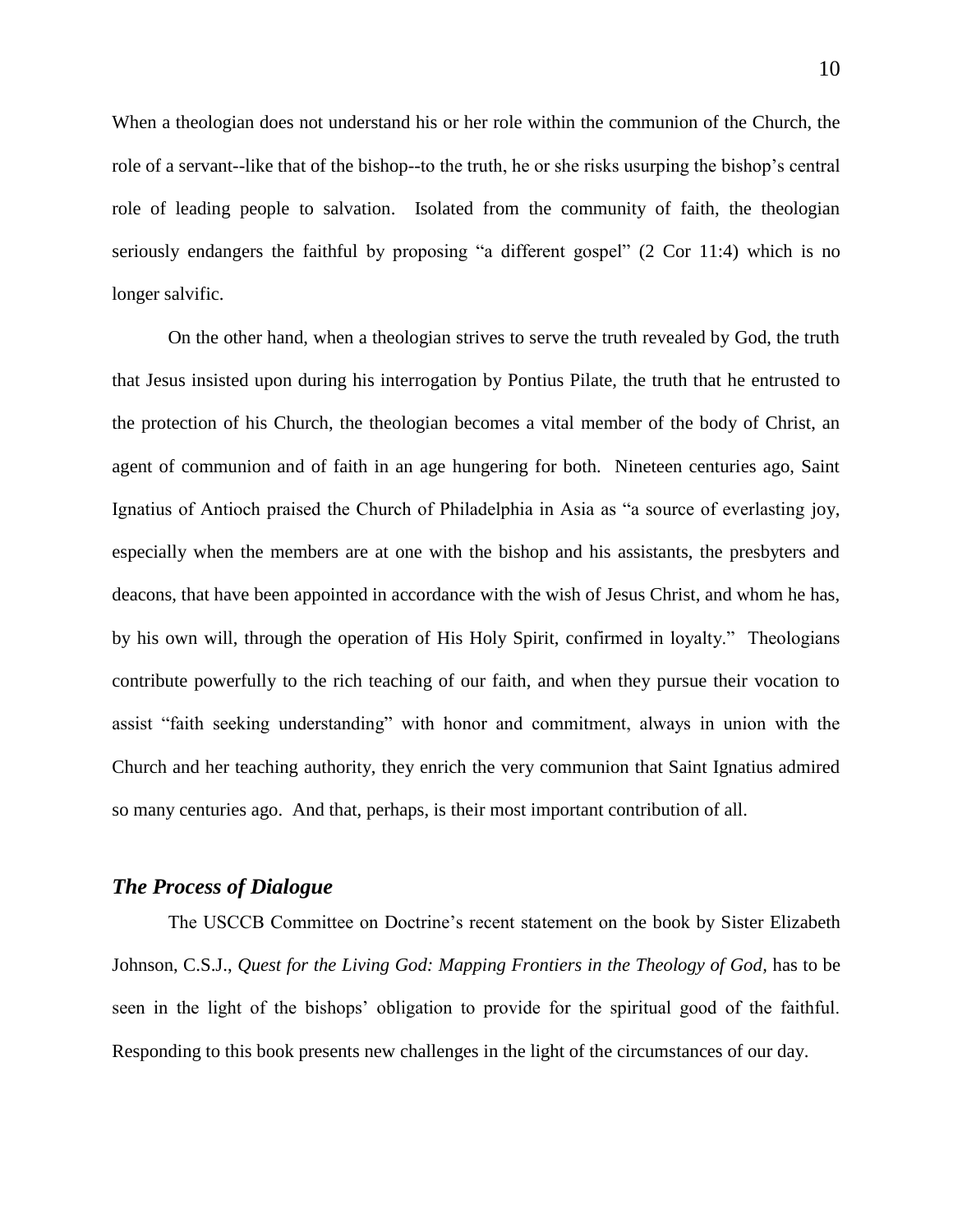When a theologian does not understand his or her role within the communion of the Church, the role of a servant--like that of the bishop--to the truth, he or she risks usurping the bishop's central role of leading people to salvation. Isolated from the community of faith, the theologian seriously endangers the faithful by proposing "a different gospel" (2 Cor 11:4) which is no longer salvific.

On the other hand, when a theologian strives to serve the truth revealed by God, the truth that Jesus insisted upon during his interrogation by Pontius Pilate, the truth that he entrusted to the protection of his Church, the theologian becomes a vital member of the body of Christ, an agent of communion and of faith in an age hungering for both. Nineteen centuries ago, Saint Ignatius of Antioch praised the Church of Philadelphia in Asia as "a source of everlasting joy, especially when the members are at one with the bishop and his assistants, the presbyters and deacons, that have been appointed in accordance with the wish of Jesus Christ, and whom he has, by his own will, through the operation of His Holy Spirit, confirmed in loyalty." Theologians contribute powerfully to the rich teaching of our faith, and when they pursue their vocation to assist "faith seeking understanding" with honor and commitment, always in union with the Church and her teaching authority, they enrich the very communion that Saint Ignatius admired so many centuries ago. And that, perhaps, is their most important contribution of all.

## *The Process of Dialogue*

The USCCB Committee on Doctrine's recent statement on the book by Sister Elizabeth Johnson, C.S.J., *Quest for the Living God: Mapping Frontiers in the Theology of God*, has to be seen in the light of the bishops' obligation to provide for the spiritual good of the faithful. Responding to this book presents new challenges in the light of the circumstances of our day.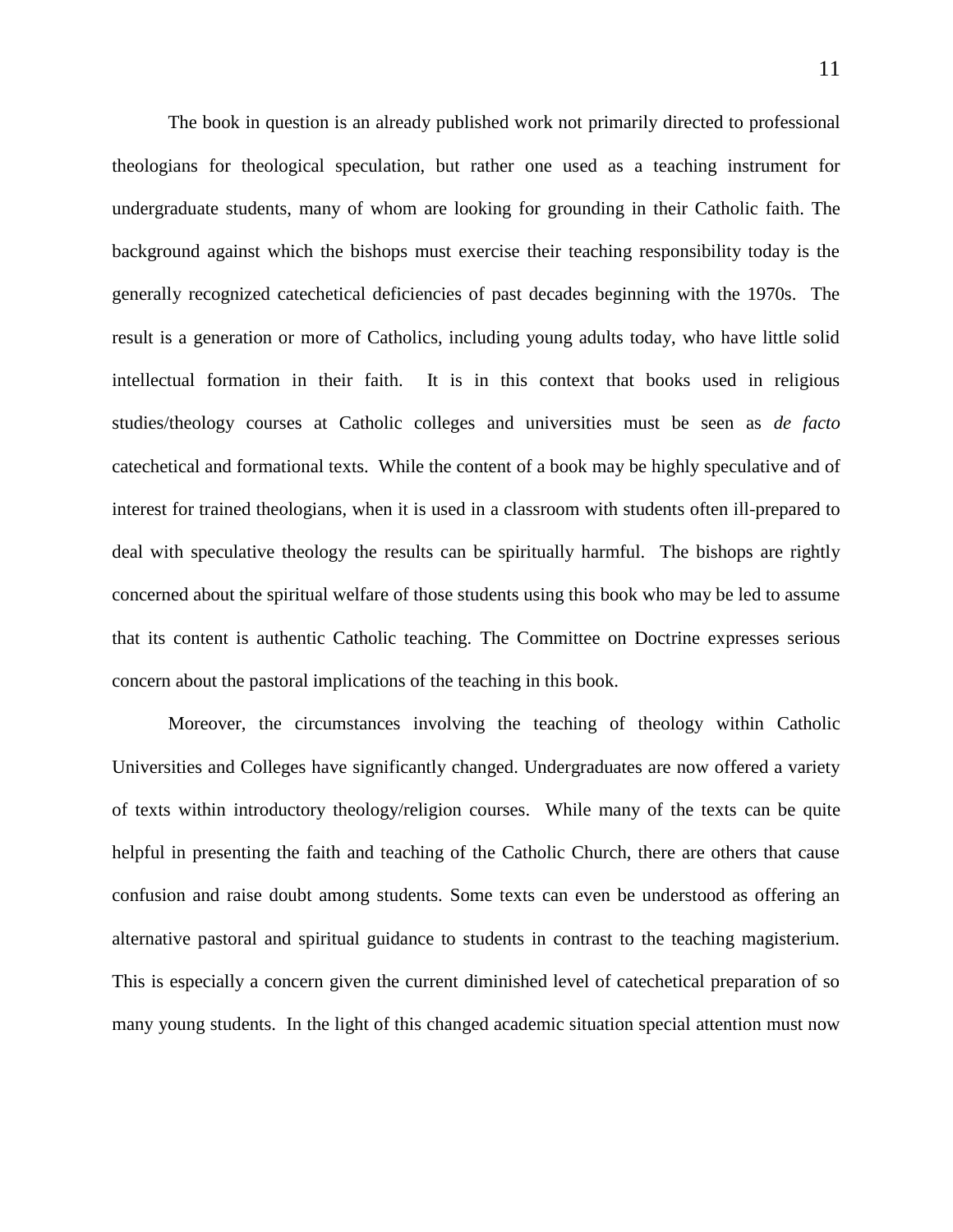The book in question is an already published work not primarily directed to professional theologians for theological speculation, but rather one used as a teaching instrument for undergraduate students, many of whom are looking for grounding in their Catholic faith. The background against which the bishops must exercise their teaching responsibility today is the generally recognized catechetical deficiencies of past decades beginning with the 1970s. The result is a generation or more of Catholics, including young adults today, who have little solid intellectual formation in their faith. It is in this context that books used in religious studies/theology courses at Catholic colleges and universities must be seen as *de facto* catechetical and formational texts. While the content of a book may be highly speculative and of interest for trained theologians, when it is used in a classroom with students often ill-prepared to deal with speculative theology the results can be spiritually harmful. The bishops are rightly concerned about the spiritual welfare of those students using this book who may be led to assume that its content is authentic Catholic teaching. The Committee on Doctrine expresses serious concern about the pastoral implications of the teaching in this book.

Moreover, the circumstances involving the teaching of theology within Catholic Universities and Colleges have significantly changed. Undergraduates are now offered a variety of texts within introductory theology/religion courses. While many of the texts can be quite helpful in presenting the faith and teaching of the Catholic Church, there are others that cause confusion and raise doubt among students. Some texts can even be understood as offering an alternative pastoral and spiritual guidance to students in contrast to the teaching magisterium. This is especially a concern given the current diminished level of catechetical preparation of so many young students. In the light of this changed academic situation special attention must now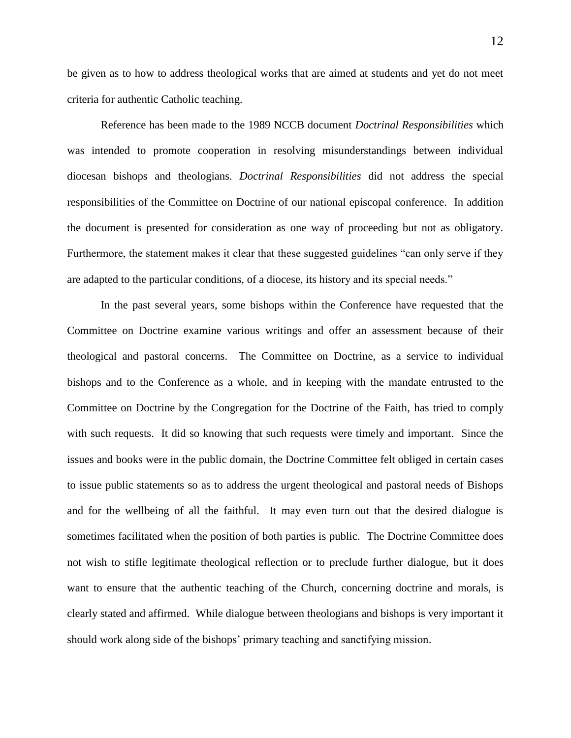be given as to how to address theological works that are aimed at students and yet do not meet criteria for authentic Catholic teaching.

Reference has been made to the 1989 NCCB document *Doctrinal Responsibilities* which was intended to promote cooperation in resolving misunderstandings between individual diocesan bishops and theologians. *Doctrinal Responsibilities* did not address the special responsibilities of the Committee on Doctrine of our national episcopal conference. In addition the document is presented for consideration as one way of proceeding but not as obligatory. Furthermore, the statement makes it clear that these suggested guidelines "can only serve if they are adapted to the particular conditions, of a diocese, its history and its special needs."

In the past several years, some bishops within the Conference have requested that the Committee on Doctrine examine various writings and offer an assessment because of their theological and pastoral concerns. The Committee on Doctrine, as a service to individual bishops and to the Conference as a whole, and in keeping with the mandate entrusted to the Committee on Doctrine by the Congregation for the Doctrine of the Faith, has tried to comply with such requests. It did so knowing that such requests were timely and important. Since the issues and books were in the public domain, the Doctrine Committee felt obliged in certain cases to issue public statements so as to address the urgent theological and pastoral needs of Bishops and for the wellbeing of all the faithful. It may even turn out that the desired dialogue is sometimes facilitated when the position of both parties is public. The Doctrine Committee does not wish to stifle legitimate theological reflection or to preclude further dialogue, but it does want to ensure that the authentic teaching of the Church, concerning doctrine and morals, is clearly stated and affirmed. While dialogue between theologians and bishops is very important it should work along side of the bishops' primary teaching and sanctifying mission.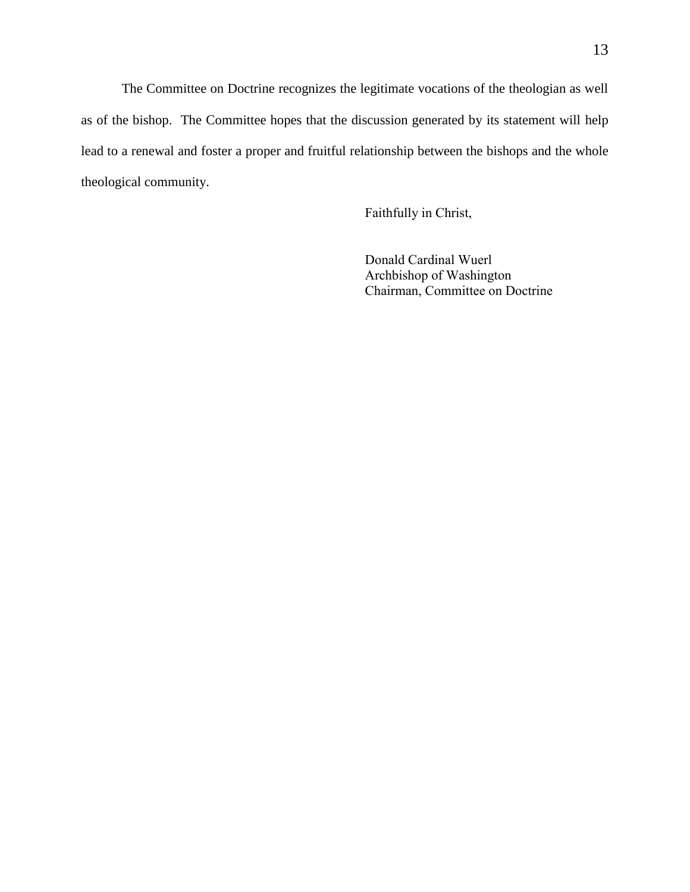The Committee on Doctrine recognizes the legitimate vocations of the theologian as well as of the bishop. The Committee hopes that the discussion generated by its statement will help lead to a renewal and foster a proper and fruitful relationship between the bishops and the whole theological community.

Faithfully in Christ,

Donald Cardinal Wuerl
Archbishop of Washington
Chairman, Committee on Doctrine